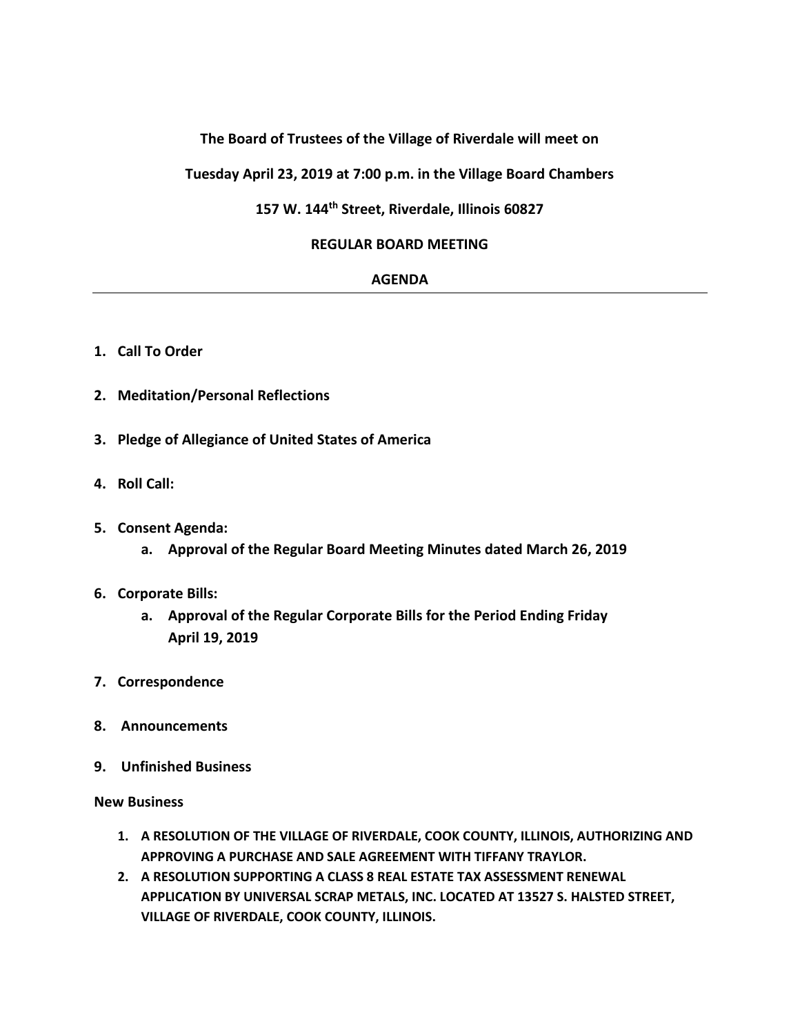**The Board of Trustees of the Village of Riverdale will meet on**

**Tuesday April 23, 2019 at 7:00 p.m. in the Village Board Chambers**

**157 W. 144th Street, Riverdale, Illinois 60827**

**REGULAR BOARD MEETING**

**AGENDA**

---

1. **Call To Order**

2. **Meditation/Personal Reflections**

3. **Pledge of Allegiance of United States of America**

4. **Roll Call:**

5. **Consent Agenda:**
    a. **Approval of the Regular Board Meeting Minutes dated March 26, 2019**

6. **Corporate Bills:**
    a. **Approval of the Regular Corporate Bills for the Period Ending Friday April 19, 2019**

7. **Correspondence**

8. **Announcements**

9. **Unfinished Business**

**New Business**

1. **A RESOLUTION OF THE VILLAGE OF RIVERDALE, COOK COUNTY, ILLINOIS, AUTHORIZING AND APPROVING A PURCHASE AND SALE AGREEMENT WITH TIFFANY TRAYLOR.**
2. **A RESOLUTION SUPPORTING A CLASS 8 REAL ESTATE TAX ASSESSMENT RENEWAL APPLICATION BY UNIVERSAL SCRAP METALS, INC. LOCATED AT 13527 S. HALSTED STREET, VILLAGE OF RIVERDALE, COOK COUNTY, ILLINOIS.**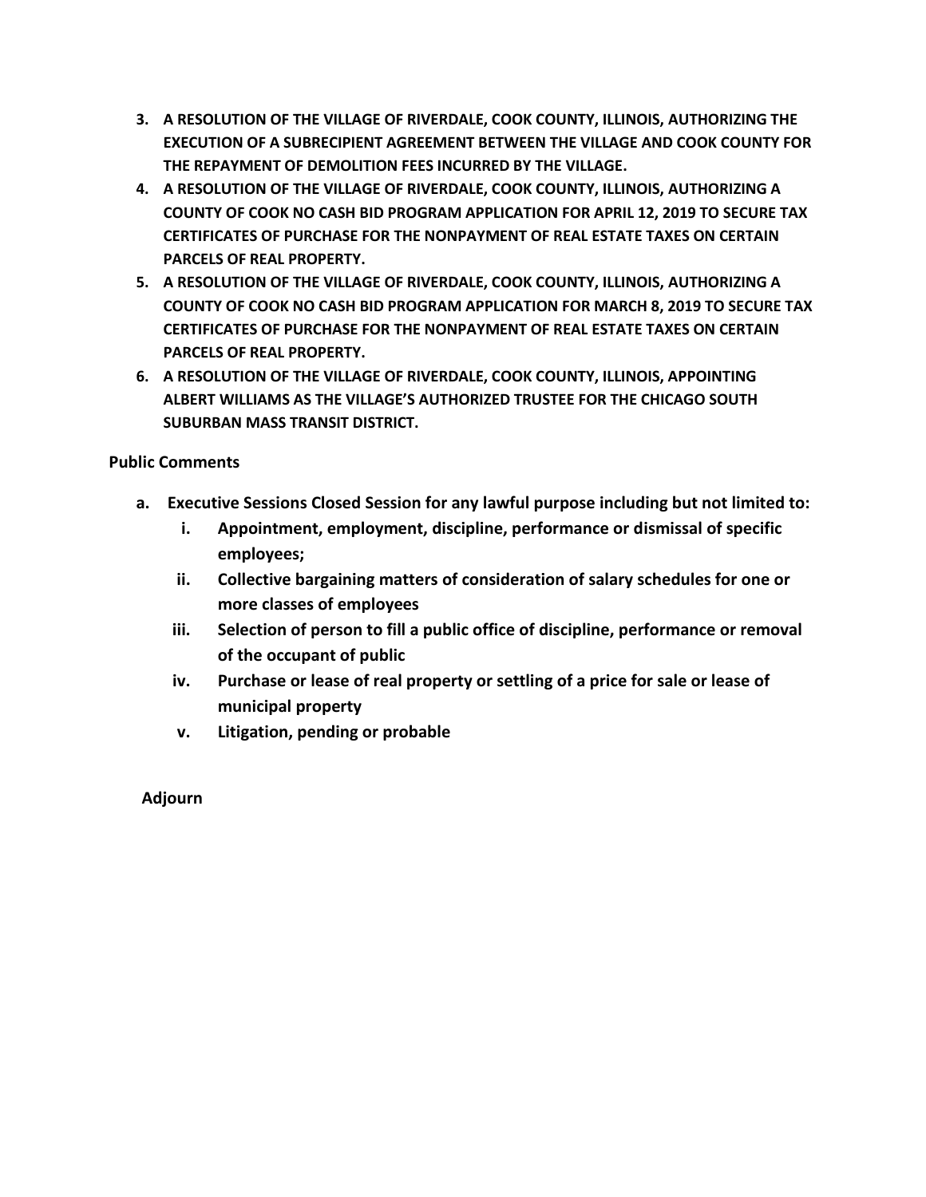3. **A RESOLUTION OF THE VILLAGE OF RIVERDALE, COOK COUNTY, ILLINOIS, AUTHORIZING THE EXECUTION OF A SUBRECIPIENT AGREEMENT BETWEEN THE VILLAGE AND COOK COUNTY FOR THE REPAYMENT OF DEMOLITION FEES INCURRED BY THE VILLAGE.**
4. **A RESOLUTION OF THE VILLAGE OF RIVERDALE, COOK COUNTY, ILLINOIS, AUTHORIZING A COUNTY OF COOK NO CASH BID PROGRAM APPLICATION FOR APRIL 12, 2019 TO SECURE TAX CERTIFICATES OF PURCHASE FOR THE NONPAYMENT OF REAL ESTATE TAXES ON CERTAIN PARCELS OF REAL PROPERTY.**
5. **A RESOLUTION OF THE VILLAGE OF RIVERDALE, COOK COUNTY, ILLINOIS, AUTHORIZING A COUNTY OF COOK NO CASH BID PROGRAM APPLICATION FOR MARCH 8, 2019 TO SECURE TAX CERTIFICATES OF PURCHASE FOR THE NONPAYMENT OF REAL ESTATE TAXES ON CERTAIN PARCELS OF REAL PROPERTY.**
6. **A RESOLUTION OF THE VILLAGE OF RIVERDALE, COOK COUNTY, ILLINOIS, APPOINTING ALBERT WILLIAMS AS THE VILLAGE'S AUTHORIZED TRUSTEE FOR THE CHICAGO SOUTH SUBURBAN MASS TRANSIT DISTRICT.**

**Public Comments**

a. **Executive Sessions Closed Session for any lawful purpose including but not limited to:**
   i. **Appointment, employment, discipline, performance or dismissal of specific employees;**
   ii. **Collective bargaining matters of consideration of salary schedules for one or more classes of employees**
   iii. **Selection of person to fill a public office of discipline, performance or removal of the occupant of public**
   iv. **Purchase or lease of real property or settling of a price for sale or lease of municipal property**
   v. **Litigation, pending or probable**

**Adjourn**